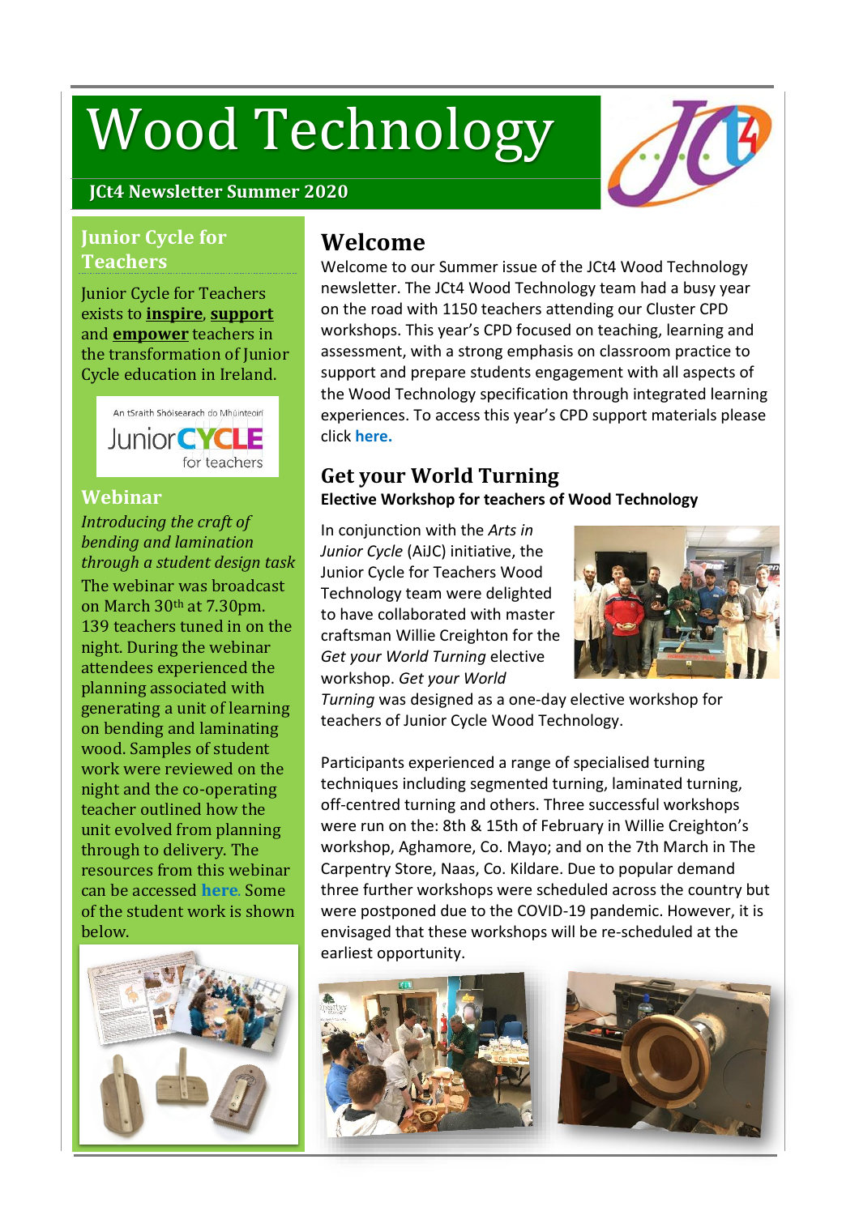# Wood Technology

**JCt4 Newsletter Summer 2020**

## Junior Cycle for Teachers

Junior Cycle for Teachers exists to **inspire**, **support** and **empower** teachers in the transformation of Junior Cycle education in Ireland.

## Webinar

*Introducing the craft of bending and lamination through a student design task*

The webinar was broadcast on March 30th at 7.30pm. 139 teachers tuned in on the night. During the webinar attendees experienced the planning associated with generating a unit of learning on bending and laminating wood. Samples of student work were reviewed on the night and the co-operating teacher outlined how the unit evolved from planning through to delivery. The resources from this webinar can be accessed **here**. Some of the student work is shown below.

## Welcome

Welcome to our Summer issue of the JCt4 Wood Technology newsletter. The JCt4 Wood Technology team had a busy year on the road with 1150 teachers attending our Cluster CPD workshops. This year's CPD focused on teaching, learning and assessment, with a strong emphasis on classroom practice to support and prepare students engagement with all aspects of the Wood Technology specification through integrated learning experiences. To access this year's CPD support materials please click **here.**

## Get your World Turning

**Elective Workshop for teachers of Wood Technology**

In conjunction with the *Arts in Junior Cycle* (AiJC) initiative, the Junior Cycle for Teachers Wood Technology team were delighted to have collaborated with master craftsman Willie Creighton for the *Get your World Turning* elective workshop. *Get your World Turning* was designed as a one-day elective workshop for teachers of Junior Cycle Wood Technology.

Participants experienced a range of specialised turning techniques including segmented turning, laminated turning, off-centred turning and others. Three successful workshops were run on the: 8th & 15th of February in Willie Creighton's workshop, Aghamore, Co. Mayo; and on the 7th March in The Carpentry Store, Naas, Co. Kildare. Due to popular demand three further workshops were scheduled across the country but were postponed due to the COVID-19 pandemic. However, it is envisaged that these workshops will be re-scheduled at the earliest opportunity.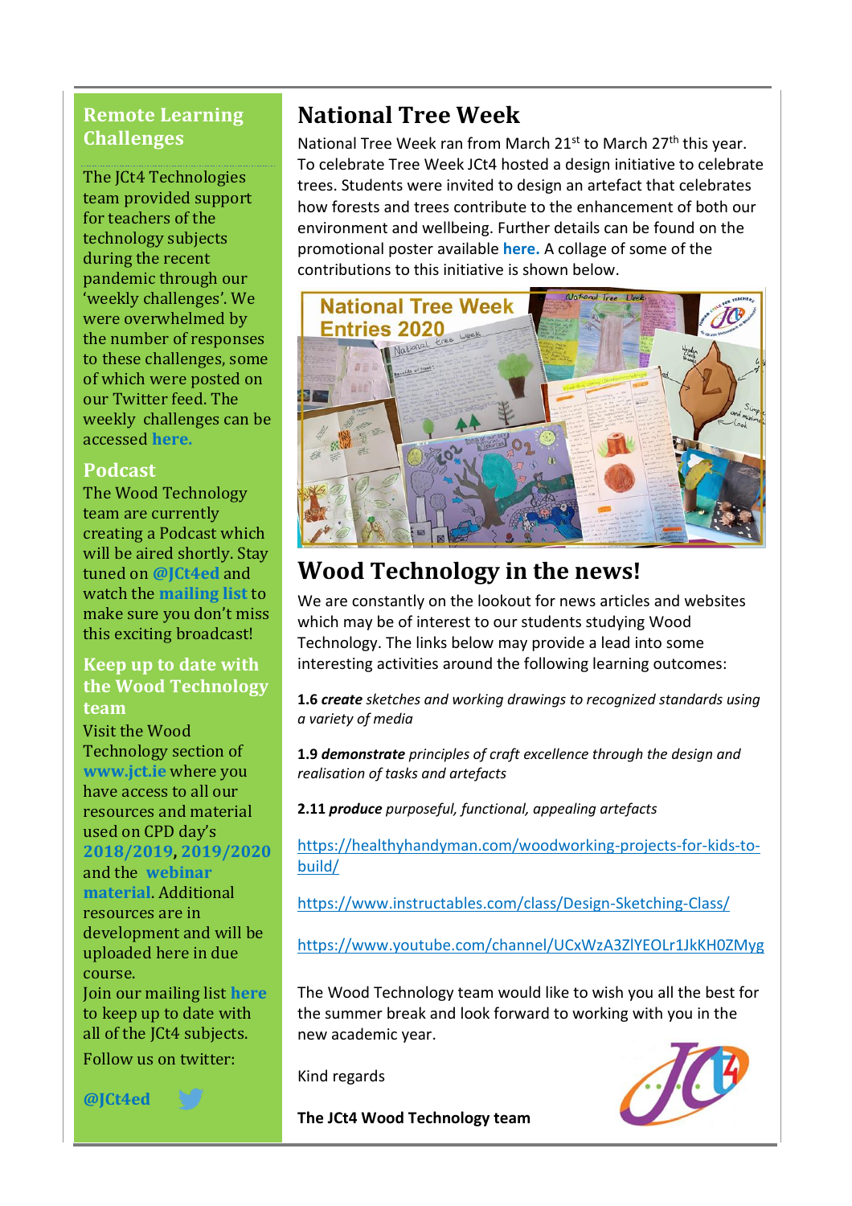## Remote Learning Challenges

The JCt4 Technologies team provided support for teachers of the technology subjects during the recent pandemic through our 'weekly challenges'. We were overwhelmed by the number of responses to these challenges, some of which were posted on our Twitter feed. The weekly challenges can be accessed **here.**

## Podcast

The Wood Technology team are currently creating a Podcast which will be aired shortly. Stay tuned on **@JCt4ed** and watch the **mailing list** to make sure you don't miss this exciting broadcast!

## Keep up to date with the Wood Technology team

Visit the Wood Technology section of **www.jct.ie** where you have access to all our resources and material used on CPD day's **2018/2019**, **2019/2020** and the **webinar material**. Additional resources are in development and will be uploaded here in due course.

Join our mailing list **here** to keep up to date with all of the JCt4 subjects.

Follow us on twitter:

**@JCt4ed**

# National Tree Week

National Tree Week ran from March 21st to March 27th this year. To celebrate Tree Week JCt4 hosted a design initiative to celebrate trees. Students were invited to design an artefact that celebrates how forests and trees contribute to the enhancement of both our environment and wellbeing. Further details can be found on the promotional poster available **here.** A collage of some of the contributions to this initiative is shown below.

National Tree Week Entries 2020

# Wood Technology in the news!

We are constantly on the lookout for news articles and websites which may be of interest to our students studying Wood Technology. The links below may provide a lead into some interesting activities around the following learning outcomes:

**1.6** ***create*** *sketches and working drawings to recognized standards using a variety of media*

**1.9** ***demonstrate*** *principles of craft excellence through the design and realisation of tasks and artefacts*

**2.11** ***produce*** *purposeful, functional, appealing artefacts*

https://healthyhandyman.com/woodworking-projects-for-kids-to-build/

https://www.instructables.com/class/Design-Sketching-Class/

https://www.youtube.com/channel/UCxWzA3ZlYEOLr1JkKH0ZMyg

The Wood Technology team would like to wish you all the best for the summer break and look forward to working with you in the new academic year.

Kind regards

**The JCt4 Wood Technology team**